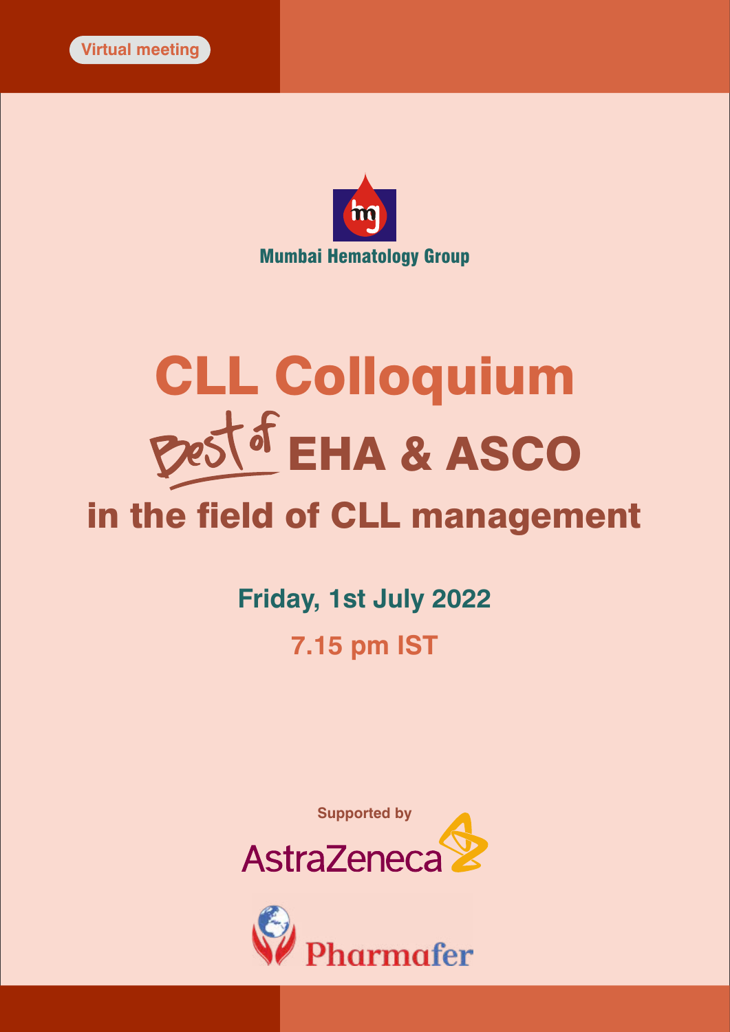Virtual meeting

Mumbai Hematology Group

# CLL Colloquium

## Best of EHA & ASCO

## in the field of CLL management

**Friday, 1st July 2022**

**7.15 pm IST**

Supported by

AstraZeneca

Pharmafer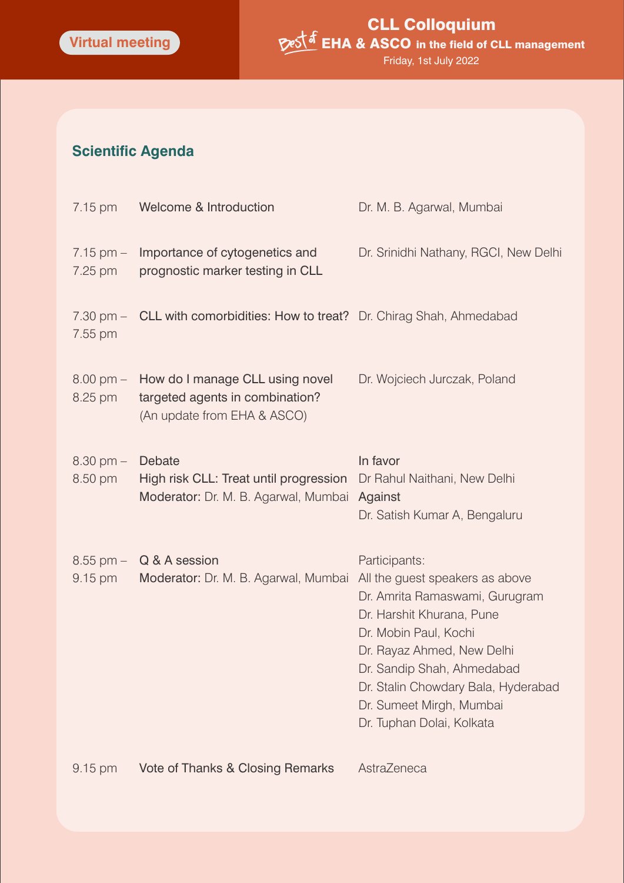Virtual meeting

**CLL Colloquium**

Best of **EHA & ASCO in the field of CLL management**

Friday, 1st July 2022

## Scientific Agenda

| Time | Session | Speaker |
| --- | --- | --- |
| 7.15 pm | Welcome & Introduction | Dr. M. B. Agarwal, Mumbai |
| 7.15 pm – 7.25 pm | Importance of cytogenetics and prognostic marker testing in CLL | Dr. Srinidhi Nathany, RGCI, New Delhi |
| 7.30 pm – 7.55 pm | CLL with comorbidities: How to treat? | Dr. Chirag Shah, Ahmedabad |
| 8.00 pm – 8.25 pm | How do I manage CLL using novel targeted agents in combination? (An update from EHA & ASCO) | Dr. Wojciech Jurczak, Poland |
| 8.30 pm – 8.50 pm | Debate<br>High risk CLL: Treat until progression<br>**Moderator:** Dr. M. B. Agarwal, Mumbai | **In favor**<br>Dr Rahul Naithani, New Delhi<br>**Against**<br>Dr. Satish Kumar A, Bengaluru |
| 8.55 pm – 9.15 pm | Q & A session<br>**Moderator:** Dr. M. B. Agarwal, Mumbai | Participants:<br>All the guest speakers as above<br>Dr. Amrita Ramaswami, Gurugram<br>Dr. Harshit Khurana, Pune<br>Dr. Mobin Paul, Kochi<br>Dr. Rayaz Ahmed, New Delhi<br>Dr. Sandip Shah, Ahmedabad<br>Dr. Stalin Chowdary Bala, Hyderabad<br>Dr. Sumeet Mirgh, Mumbai<br>Dr. Tuphan Dolai, Kolkata |
| 9.15 pm | Vote of Thanks & Closing Remarks | AstraZeneca |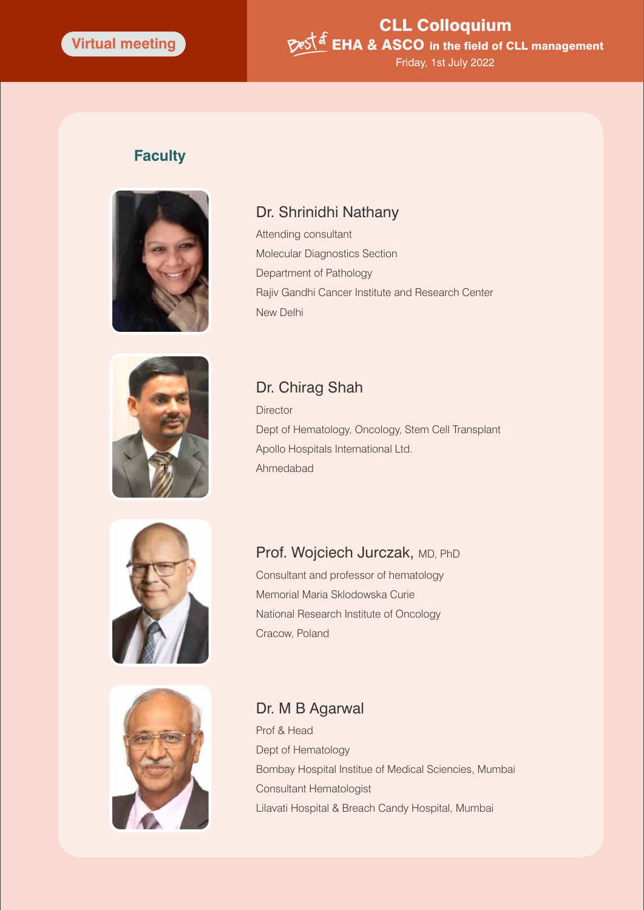Virtual meeting

# CLL Colloquium

Best of EHA & ASCO in the field of CLL management

Friday, 1st July 2022

## Faculty

### Dr. Shrinidhi Nathany

Attending consultant
Molecular Diagnostics Section
Department of Pathology
Rajiv Gandhi Cancer Institute and Research Center
New Delhi

### Dr. Chirag Shah

Director
Dept of Hematology, Oncology, Stem Cell Transplant
Apollo Hospitals International Ltd.
Ahmedabad

### Prof. Wojciech Jurczak, MD, PhD

Consultant and professor of hematology
Memorial Maria Sklodowska Curie
National Research Institute of Oncology
Cracow, Poland

### Dr. M B Agarwal

Prof & Head
Dept of Hematology
Bombay Hospital Institue of Medical Sciencies, Mumbai
Consultant Hematologist
Lilavati Hospital & Breach Candy Hospital, Mumbai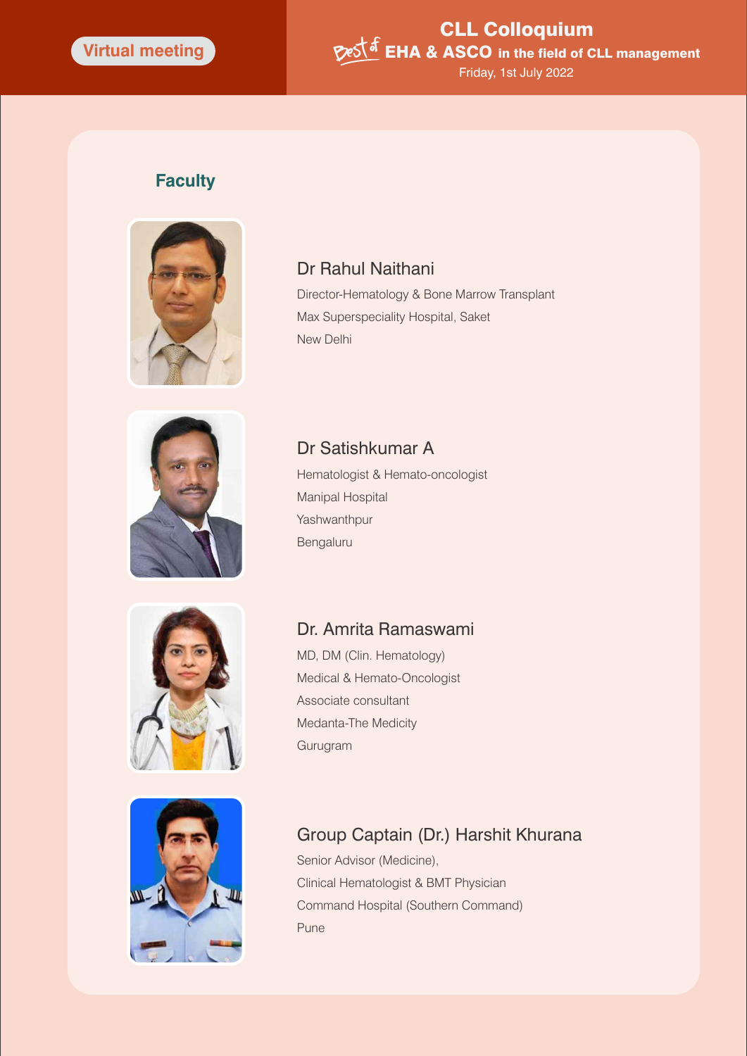Virtual meeting

# CLL Colloquium

Best of EHA & ASCO in the field of CLL management

Friday, 1st July 2022

## Faculty

### Dr Rahul Naithani

Director-Hematology & Bone Marrow Transplant
Max Superspeciality Hospital, Saket
New Delhi

### Dr Satishkumar A

Hematologist & Hemato-oncologist
Manipal Hospital
Yashwanthpur
Bengaluru

### Dr. Amrita Ramaswami

MD, DM (Clin. Hematology)
Medical & Hemato-Oncologist
Associate consultant
Medanta-The Medicity
Gurugram

### Group Captain (Dr.) Harshit Khurana

Senior Advisor (Medicine),
Clinical Hematologist & BMT Physician
Command Hospital (Southern Command)
Pune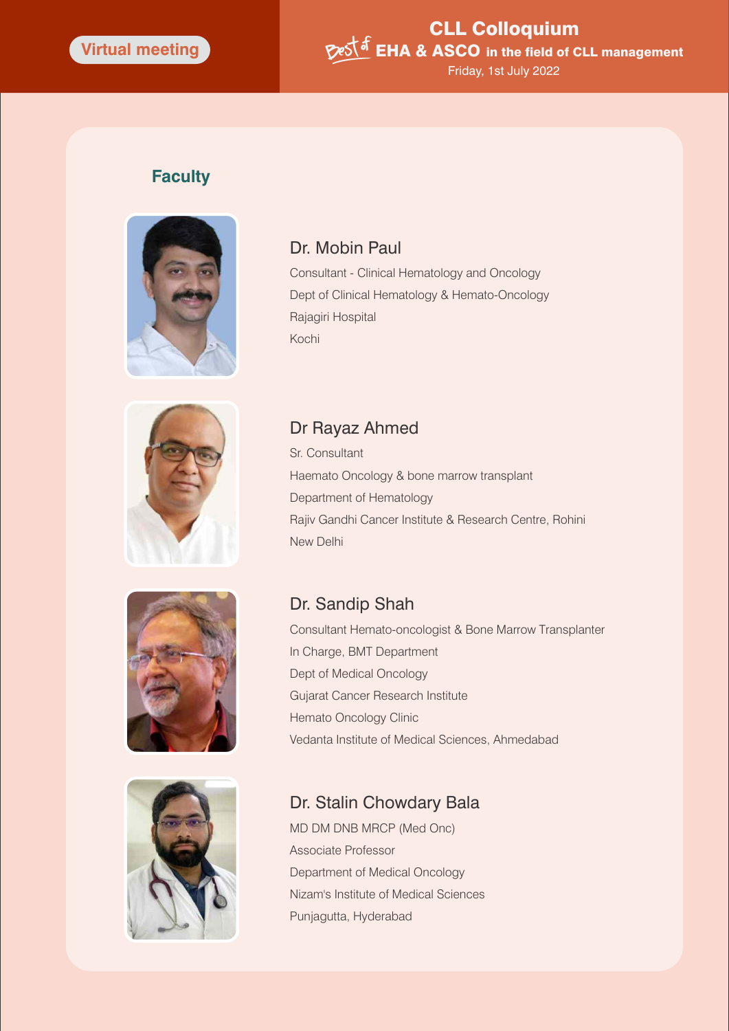Virtual meeting

# CLL Colloquium

Best of EHA & ASCO in the field of CLL management

Friday, 1st July 2022

## Faculty

### Dr. Mobin Paul

Consultant - Clinical Hematology and Oncology
Dept of Clinical Hematology & Hemato-Oncology
Rajagiri Hospital
Kochi

### Dr Rayaz Ahmed

Sr. Consultant
Haemato Oncology & bone marrow transplant
Department of Hematology
Rajiv Gandhi Cancer Institute & Research Centre, Rohini
New Delhi

### Dr. Sandip Shah

Consultant Hemato-oncologist & Bone Marrow Transplanter
In Charge, BMT Department
Dept of Medical Oncology
Gujarat Cancer Research Institute
Hemato Oncology Clinic
Vedanta Institute of Medical Sciences, Ahmedabad

### Dr. Stalin Chowdary Bala

MD DM DNB MRCP (Med Onc)
Associate Professor
Department of Medical Oncology
Nizam's Institute of Medical Sciences
Punjagutta, Hyderabad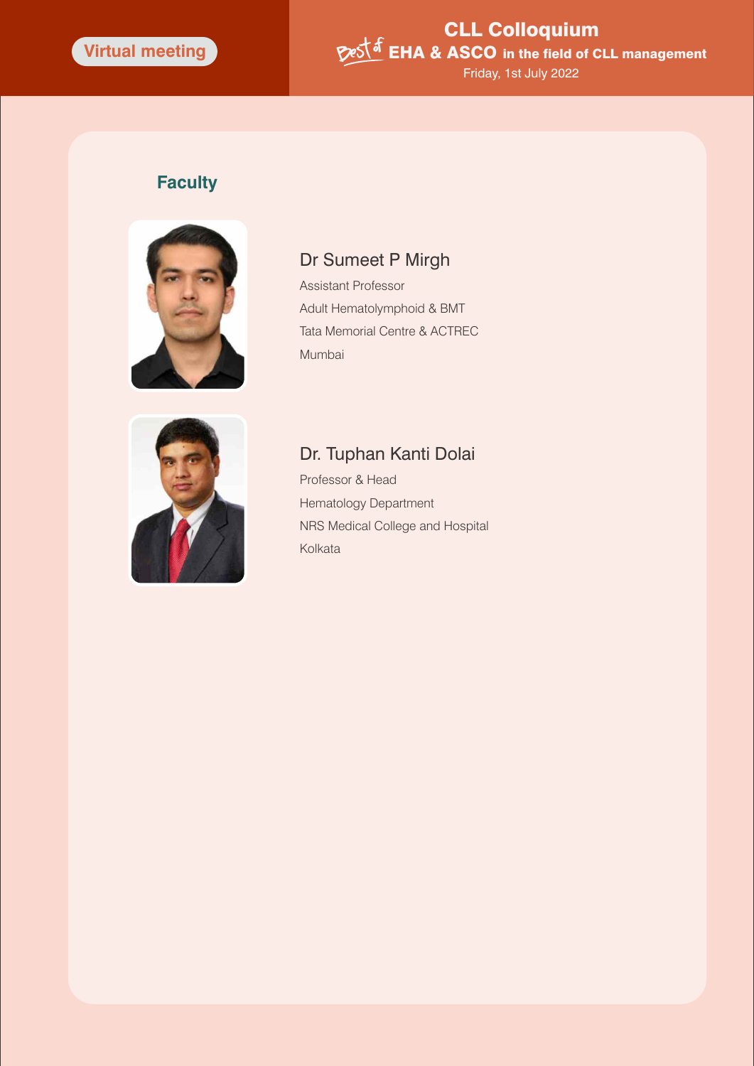## Faculty

### Dr Sumeet P Mirgh

Assistant Professor

Adult Hematolymphoid & BMT

Tata Memorial Centre & ACTREC

Mumbai

### Dr. Tuphan Kanti Dolai

Professor & Head

Hematology Department

NRS Medical College and Hospital

Kolkata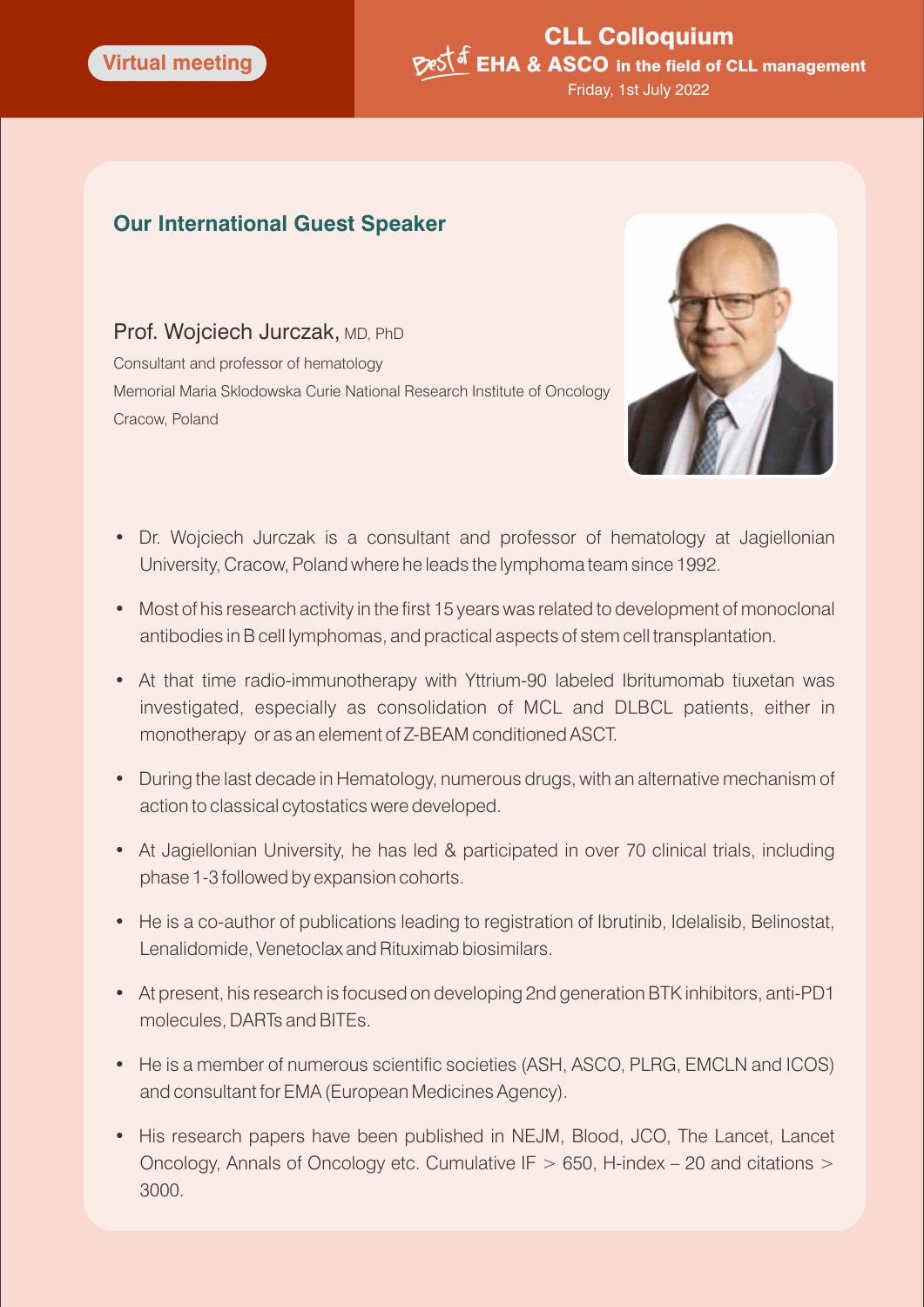Virtual meeting

**CLL Colloquium**
**Best of EHA & ASCO in the field of CLL management**
Friday, 1st July 2022

## Our International Guest Speaker

Prof. Wojciech Jurczak, MD, PhD
Consultant and professor of hematology
Memorial Maria Sklodowska Curie National Research Institute of Oncology
Cracow, Poland

- Dr. Wojciech Jurczak is a consultant and professor of hematology at Jagiellonian University, Cracow, Poland where he leads the lymphoma team since 1992.
- Most of his research activity in the first 15 years was related to development of monoclonal antibodies in B cell lymphomas, and practical aspects of stem cell transplantation.
- At that time radio-immunotherapy with Yttrium-90 labeled Ibritumomab tiuxetan was investigated, especially as consolidation of MCL and DLBCL patients, either in monotherapy or as an element of Z-BEAM conditioned ASCT.
- During the last decade in Hematology, numerous drugs, with an alternative mechanism of action to classical cytostatics were developed.
- At Jagiellonian University, he has led & participated in over 70 clinical trials, including phase 1-3 followed by expansion cohorts.
- He is a co-author of publications leading to registration of Ibrutinib, Idelalisib, Belinostat, Lenalidomide, Venetoclax and Rituximab biosimilars.
- At present, his research is focused on developing 2nd generation BTK inhibitors, anti-PD1 molecules, DARTs and BITEs.
- He is a member of numerous scientific societies (ASH, ASCO, PLRG, EMCLN and ICOS) and consultant for EMA (European Medicines Agency).
- His research papers have been published in NEJM, Blood, JCO, The Lancet, Lancet Oncology, Annals of Oncology etc. Cumulative IF > 650, H-index – 20 and citations > 3000.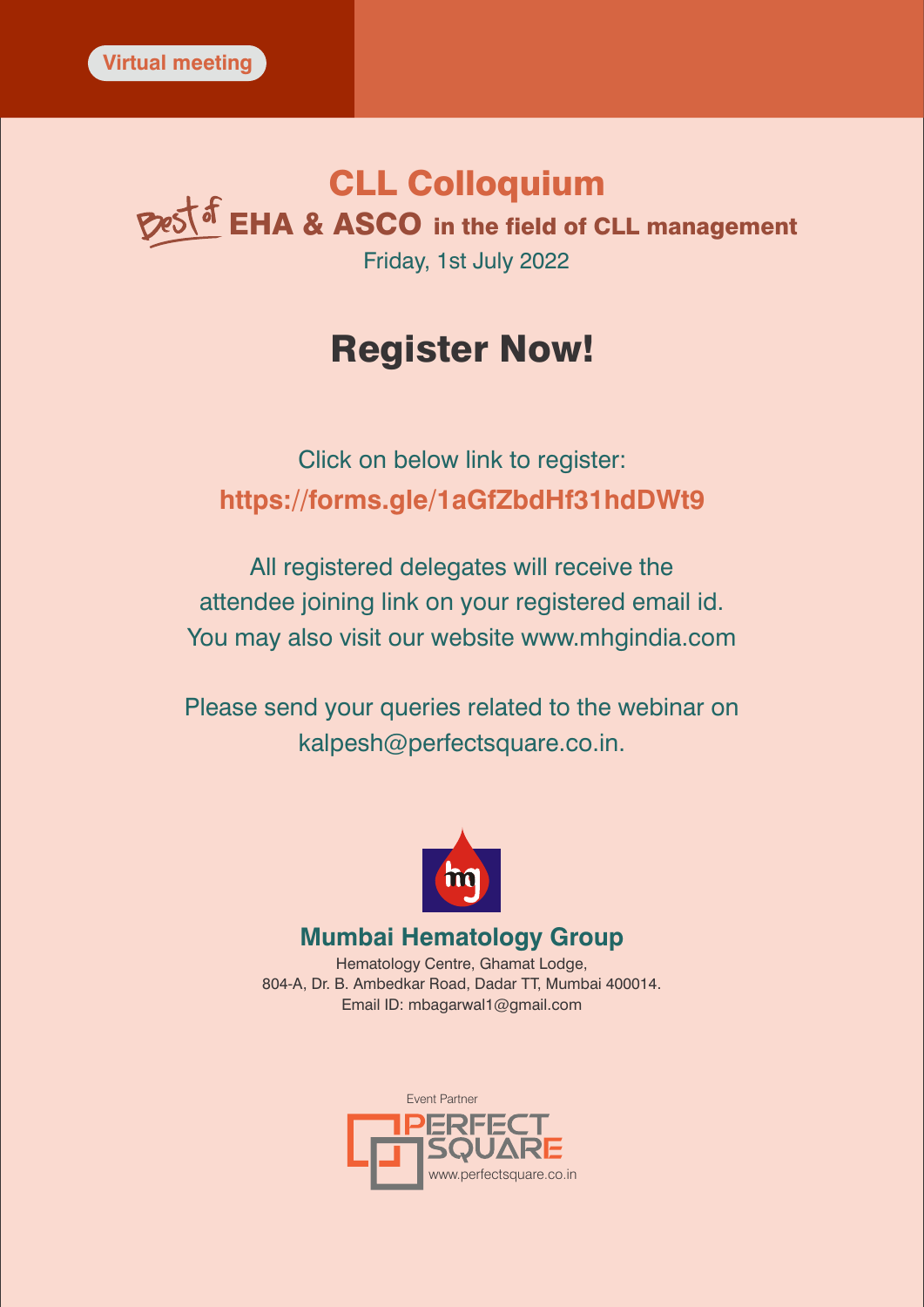Virtual meeting

# CLL Colloquium

## Best of EHA & ASCO in the field of CLL management

Friday, 1st July 2022

# Register Now!

Click on below link to register:

**https://forms.gle/1aGfZbdHf31hdDWt9**

All registered delegates will receive the attendee joining link on your registered email id. You may also visit our website www.mhgindia.com

Please send your queries related to the webinar on kalpesh@perfectsquare.co.in.

**Mumbai Hematology Group**

Hematology Centre, Ghamat Lodge,
804-A, Dr. B. Ambedkar Road, Dadar TT, Mumbai 400014.
Email ID: mbagarwal1@gmail.com

Event Partner

PERFECT SQUARE

www.perfectsquare.co.in